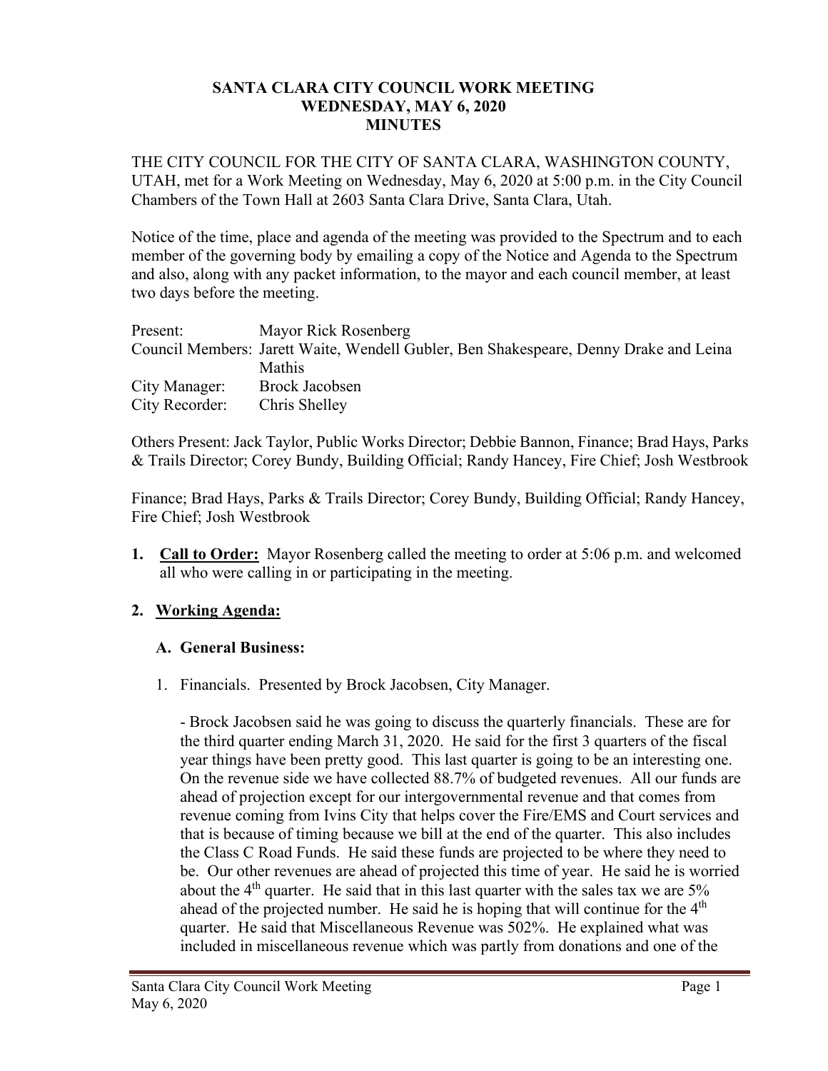**SANTA CLARA CITY COUNCIL WORK MEETING**
**WEDNESDAY, MAY 6, 2020**
**MINUTES**

THE CITY COUNCIL FOR THE CITY OF SANTA CLARA, WASHINGTON COUNTY, UTAH, met for a Work Meeting on Wednesday, May 6, 2020 at 5:00 p.m. in the City Council Chambers of the Town Hall at 2603 Santa Clara Drive, Santa Clara, Utah.

Notice of the time, place and agenda of the meeting was provided to the Spectrum and to each member of the governing body by emailing a copy of the Notice and Agenda to the Spectrum and also, along with any packet information, to the mayor and each council member, at least two days before the meeting.

Present: Mayor Rick Rosenberg
Council Members: Jarett Waite, Wendell Gubler, Ben Shakespeare, Denny Drake and Leina Mathis
City Manager: Brock Jacobsen
City Recorder: Chris Shelley

Others Present: Jack Taylor, Public Works Director; Debbie Bannon, Finance; Brad Hays, Parks & Trails Director; Corey Bundy, Building Official; Randy Hancey, Fire Chief; Josh Westbrook

Finance; Brad Hays, Parks & Trails Director; Corey Bundy, Building Official; Randy Hancey, Fire Chief; Josh Westbrook

1. **Call to Order:** Mayor Rosenberg called the meeting to order at 5:06 p.m. and welcomed all who were calling in or participating in the meeting.

2. **Working Agenda:**

   **A. General Business:**

   1. Financials. Presented by Brock Jacobsen, City Manager.

      - Brock Jacobsen said he was going to discuss the quarterly financials. These are for the third quarter ending March 31, 2020. He said for the first 3 quarters of the fiscal year things have been pretty good. This last quarter is going to be an interesting one. On the revenue side we have collected 88.7% of budgeted revenues. All our funds are ahead of projection except for our intergovernmental revenue and that comes from revenue coming from Ivins City that helps cover the Fire/EMS and Court services and that is because of timing because we bill at the end of the quarter. This also includes the Class C Road Funds. He said these funds are projected to be where they need to be. Our other revenues are ahead of projected this time of year. He said he is worried about the 4th quarter. He said that in this last quarter with the sales tax we are 5% ahead of the projected number. He said he is hoping that will continue for the 4th quarter. He said that Miscellaneous Revenue was 502%. He explained what was included in miscellaneous revenue which was partly from donations and one of the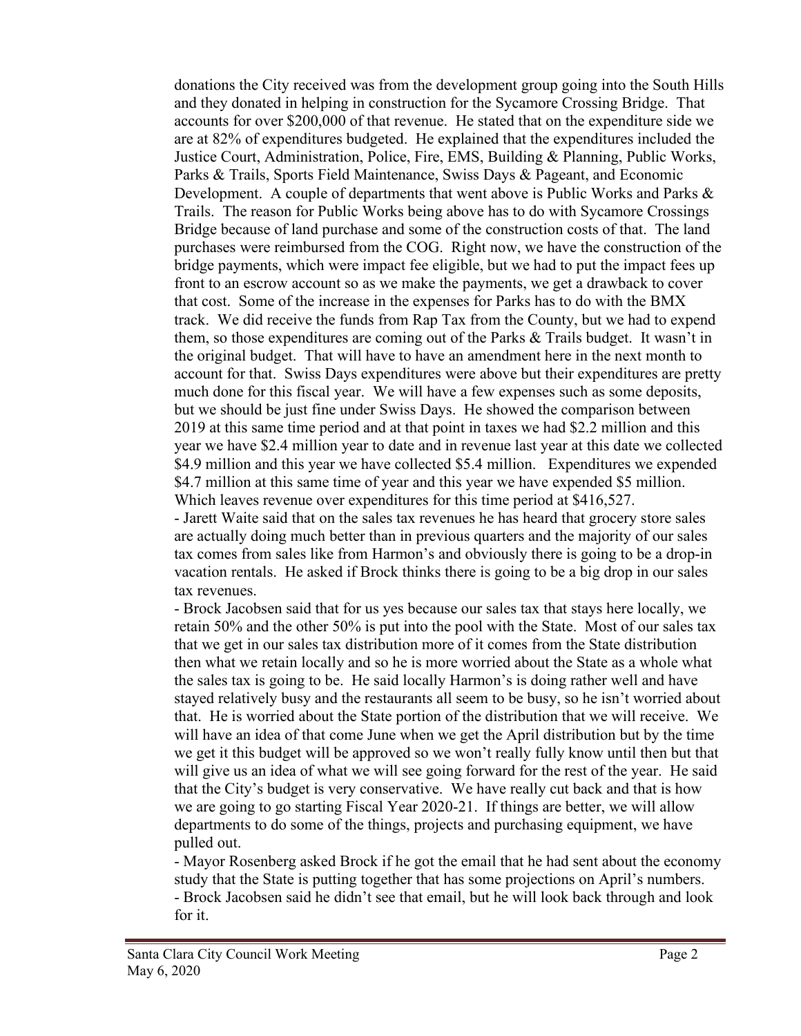donations the City received was from the development group going into the South Hills and they donated in helping in construction for the Sycamore Crossing Bridge. That accounts for over $200,000 of that revenue. He stated that on the expenditure side we are at 82% of expenditures budgeted. He explained that the expenditures included the Justice Court, Administration, Police, Fire, EMS, Building & Planning, Public Works, Parks & Trails, Sports Field Maintenance, Swiss Days & Pageant, and Economic Development. A couple of departments that went above is Public Works and Parks & Trails. The reason for Public Works being above has to do with Sycamore Crossings Bridge because of land purchase and some of the construction costs of that. The land purchases were reimbursed from the COG. Right now, we have the construction of the bridge payments, which were impact fee eligible, but we had to put the impact fees up front to an escrow account so as we make the payments, we get a drawback to cover that cost. Some of the increase in the expenses for Parks has to do with the BMX track. We did receive the funds from Rap Tax from the County, but we had to expend them, so those expenditures are coming out of the Parks & Trails budget. It wasn't in the original budget. That will have to have an amendment here in the next month to account for that. Swiss Days expenditures were above but their expenditures are pretty much done for this fiscal year. We will have a few expenses such as some deposits, but we should be just fine under Swiss Days. He showed the comparison between 2019 at this same time period and at that point in taxes we had $2.2 million and this year we have $2.4 million year to date and in revenue last year at this date we collected $4.9 million and this year we have collected $5.4 million. Expenditures we expended $4.7 million at this same time of year and this year we have expended $5 million. Which leaves revenue over expenditures for this time period at $416,527.

- Jarett Waite said that on the sales tax revenues he has heard that grocery store sales are actually doing much better than in previous quarters and the majority of our sales tax comes from sales like from Harmon's and obviously there is going to be a drop-in vacation rentals. He asked if Brock thinks there is going to be a big drop in our sales tax revenues.
- Brock Jacobsen said that for us yes because our sales tax that stays here locally, we retain 50% and the other 50% is put into the pool with the State. Most of our sales tax that we get in our sales tax distribution more of it comes from the State distribution then what we retain locally and so he is more worried about the State as a whole what the sales tax is going to be. He said locally Harmon's is doing rather well and have stayed relatively busy and the restaurants all seem to be busy, so he isn't worried about that. He is worried about the State portion of the distribution that we will receive. We will have an idea of that come June when we get the April distribution but by the time we get it this budget will be approved so we won't really fully know until then but that will give us an idea of what we will see going forward for the rest of the year. He said that the City's budget is very conservative. We have really cut back and that is how we are going to go starting Fiscal Year 2020-21. If things are better, we will allow departments to do some of the things, projects and purchasing equipment, we have pulled out.
- Mayor Rosenberg asked Brock if he got the email that he had sent about the economy study that the State is putting together that has some projections on April's numbers.
- Brock Jacobsen said he didn't see that email, but he will look back through and look for it.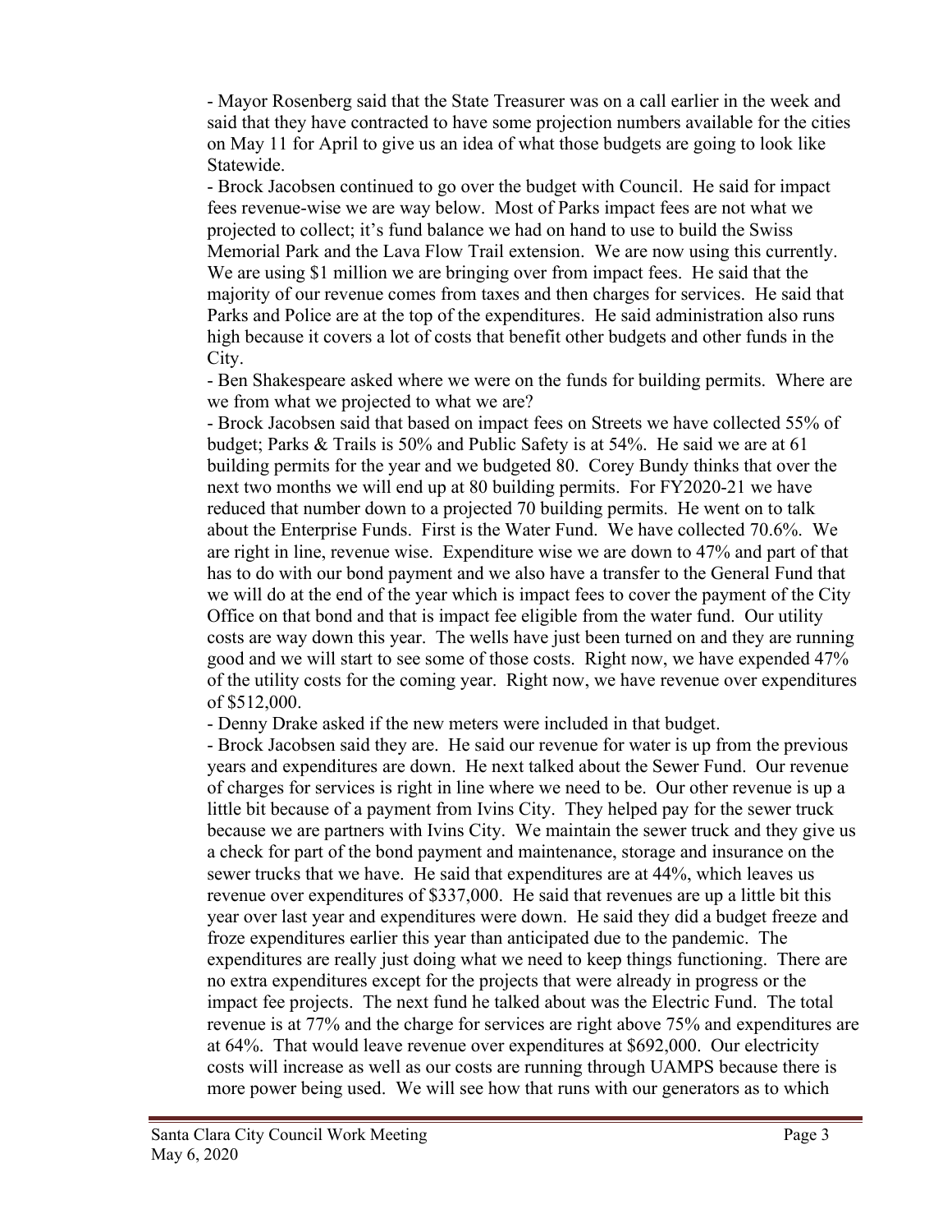- Mayor Rosenberg said that the State Treasurer was on a call earlier in the week and said that they have contracted to have some projection numbers available for the cities on May 11 for April to give us an idea of what those budgets are going to look like Statewide.

- Brock Jacobsen continued to go over the budget with Council. He said for impact fees revenue-wise we are way below. Most of Parks impact fees are not what we projected to collect; it's fund balance we had on hand to use to build the Swiss Memorial Park and the Lava Flow Trail extension. We are now using this currently. We are using $1 million we are bringing over from impact fees. He said that the majority of our revenue comes from taxes and then charges for services. He said that Parks and Police are at the top of the expenditures. He said administration also runs high because it covers a lot of costs that benefit other budgets and other funds in the City.

- Ben Shakespeare asked where we were on the funds for building permits. Where are we from what we projected to what we are?

- Brock Jacobsen said that based on impact fees on Streets we have collected 55% of budget; Parks & Trails is 50% and Public Safety is at 54%. He said we are at 61 building permits for the year and we budgeted 80. Corey Bundy thinks that over the next two months we will end up at 80 building permits. For FY2020-21 we have reduced that number down to a projected 70 building permits. He went on to talk about the Enterprise Funds. First is the Water Fund. We have collected 70.6%. We are right in line, revenue wise. Expenditure wise we are down to 47% and part of that has to do with our bond payment and we also have a transfer to the General Fund that we will do at the end of the year which is impact fees to cover the payment of the City Office on that bond and that is impact fee eligible from the water fund. Our utility costs are way down this year. The wells have just been turned on and they are running good and we will start to see some of those costs. Right now, we have expended 47% of the utility costs for the coming year. Right now, we have revenue over expenditures of $512,000.

- Denny Drake asked if the new meters were included in that budget.

- Brock Jacobsen said they are. He said our revenue for water is up from the previous years and expenditures are down. He next talked about the Sewer Fund. Our revenue of charges for services is right in line where we need to be. Our other revenue is up a little bit because of a payment from Ivins City. They helped pay for the sewer truck because we are partners with Ivins City. We maintain the sewer truck and they give us a check for part of the bond payment and maintenance, storage and insurance on the sewer trucks that we have. He said that expenditures are at 44%, which leaves us revenue over expenditures of $337,000. He said that revenues are up a little bit this year over last year and expenditures were down. He said they did a budget freeze and froze expenditures earlier this year than anticipated due to the pandemic. The expenditures are really just doing what we need to keep things functioning. There are no extra expenditures except for the projects that were already in progress or the impact fee projects. The next fund he talked about was the Electric Fund. The total revenue is at 77% and the charge for services are right above 75% and expenditures are at 64%. That would leave revenue over expenditures at $692,000. Our electricity costs will increase as well as our costs are running through UAMPS because there is more power being used. We will see how that runs with our generators as to which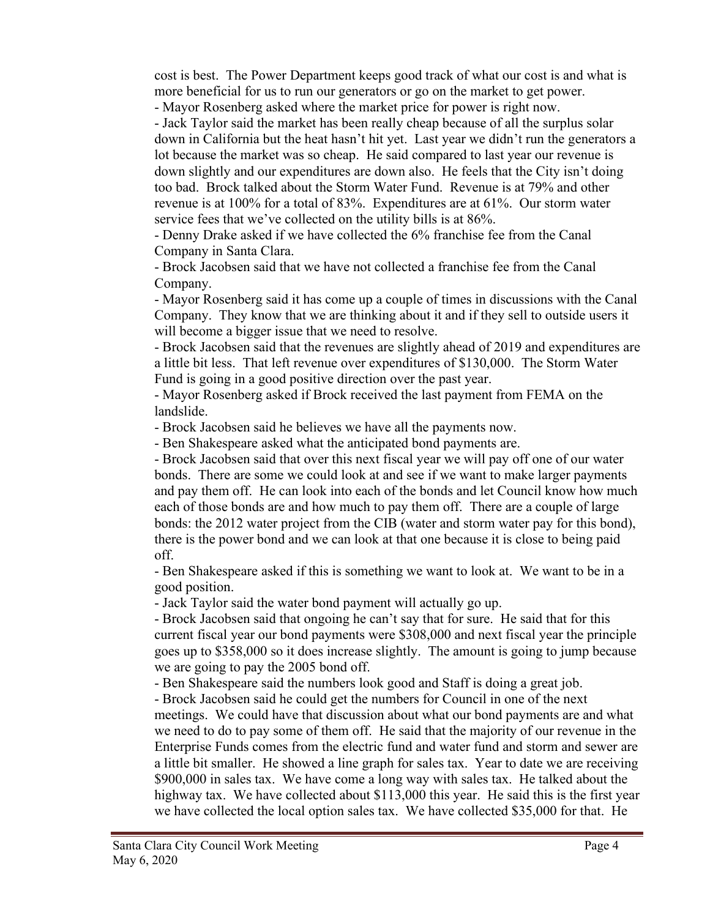cost is best. The Power Department keeps good track of what our cost is and what is more beneficial for us to run our generators or go on the market to get power.

- Mayor Rosenberg asked where the market price for power is right now.
- Jack Taylor said the market has been really cheap because of all the surplus solar down in California but the heat hasn't hit yet. Last year we didn't run the generators a lot because the market was so cheap. He said compared to last year our revenue is down slightly and our expenditures are down also. He feels that the City isn't doing too bad. Brock talked about the Storm Water Fund. Revenue is at 79% and other revenue is at 100% for a total of 83%. Expenditures are at 61%. Our storm water service fees that we've collected on the utility bills is at 86%.
- Denny Drake asked if we have collected the 6% franchise fee from the Canal Company in Santa Clara.
- Brock Jacobsen said that we have not collected a franchise fee from the Canal Company.
- Mayor Rosenberg said it has come up a couple of times in discussions with the Canal Company. They know that we are thinking about it and if they sell to outside users it will become a bigger issue that we need to resolve.
- Brock Jacobsen said that the revenues are slightly ahead of 2019 and expenditures are a little bit less. That left revenue over expenditures of $130,000. The Storm Water Fund is going in a good positive direction over the past year.
- Mayor Rosenberg asked if Brock received the last payment from FEMA on the landslide.
- Brock Jacobsen said he believes we have all the payments now.
- Ben Shakespeare asked what the anticipated bond payments are.
- Brock Jacobsen said that over this next fiscal year we will pay off one of our water bonds. There are some we could look at and see if we want to make larger payments and pay them off. He can look into each of the bonds and let Council know how much each of those bonds are and how much to pay them off. There are a couple of large bonds: the 2012 water project from the CIB (water and storm water pay for this bond), there is the power bond and we can look at that one because it is close to being paid off.
- Ben Shakespeare asked if this is something we want to look at. We want to be in a good position.
- Jack Taylor said the water bond payment will actually go up.
- Brock Jacobsen said that ongoing he can't say that for sure. He said that for this current fiscal year our bond payments were $308,000 and next fiscal year the principle goes up to $358,000 so it does increase slightly. The amount is going to jump because we are going to pay the 2005 bond off.
- Ben Shakespeare said the numbers look good and Staff is doing a great job.
- Brock Jacobsen said he could get the numbers for Council in one of the next meetings. We could have that discussion about what our bond payments are and what we need to do to pay some of them off. He said that the majority of our revenue in the Enterprise Funds comes from the electric fund and water fund and storm and sewer are a little bit smaller. He showed a line graph for sales tax. Year to date we are receiving $900,000 in sales tax. We have come a long way with sales tax. He talked about the highway tax. We have collected about $113,000 this year. He said this is the first year we have collected the local option sales tax. We have collected $35,000 for that. He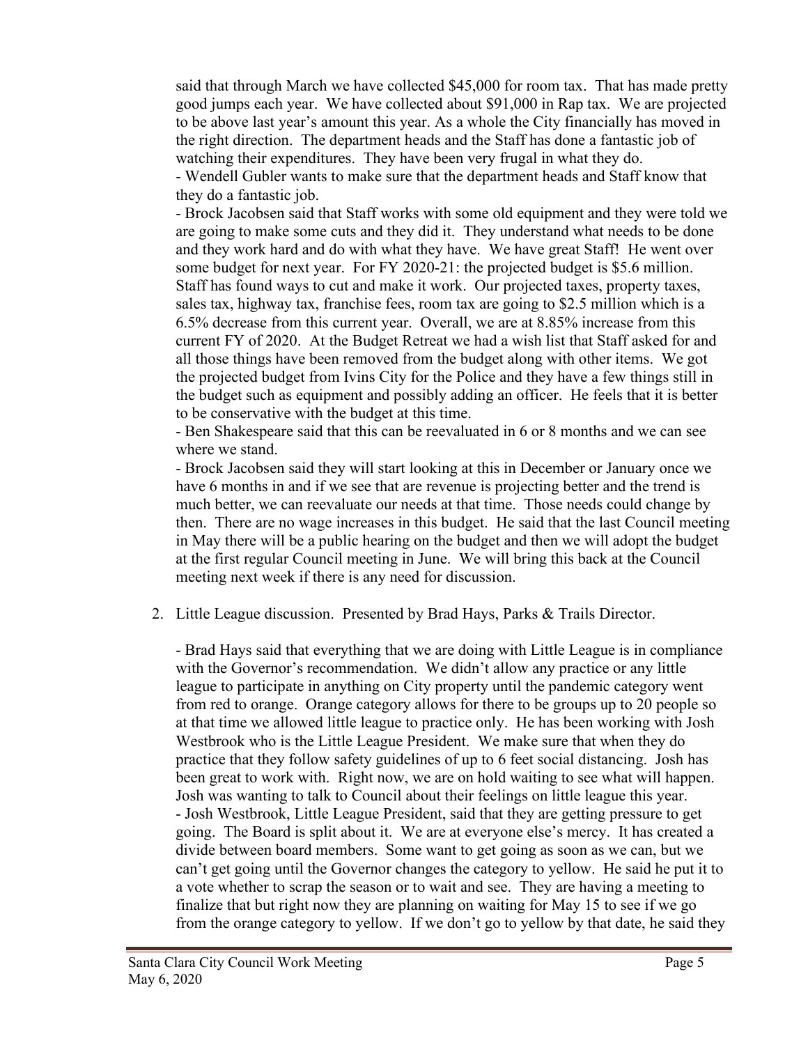said that through March we have collected $45,000 for room tax. That has made pretty good jumps each year. We have collected about $91,000 in Rap tax. We are projected to be above last year's amount this year. As a whole the City financially has moved in the right direction. The department heads and the Staff has done a fantastic job of watching their expenditures. They have been very frugal in what they do.
- Wendell Gubler wants to make sure that the department heads and Staff know that they do a fantastic job.
- Brock Jacobsen said that Staff works with some old equipment and they were told we are going to make some cuts and they did it. They understand what needs to be done and they work hard and do with what they have. We have great Staff! He went over some budget for next year. For FY 2020-21: the projected budget is $5.6 million. Staff has found ways to cut and make it work. Our projected taxes, property taxes, sales tax, highway tax, franchise fees, room tax are going to $2.5 million which is a 6.5% decrease from this current year. Overall, we are at 8.85% increase from this current FY of 2020. At the Budget Retreat we had a wish list that Staff asked for and all those things have been removed from the budget along with other items. We got the projected budget from Ivins City for the Police and they have a few things still in the budget such as equipment and possibly adding an officer. He feels that it is better to be conservative with the budget at this time.
- Ben Shakespeare said that this can be reevaluated in 6 or 8 months and we can see where we stand.
- Brock Jacobsen said they will start looking at this in December or January once we have 6 months in and if we see that are revenue is projecting better and the trend is much better, we can reevaluate our needs at that time. Those needs could change by then. There are no wage increases in this budget. He said that the last Council meeting in May there will be a public hearing on the budget and then we will adopt the budget at the first regular Council meeting in June. We will bring this back at the Council meeting next week if there is any need for discussion.

2. Little League discussion. Presented by Brad Hays, Parks & Trails Director.

- Brad Hays said that everything that we are doing with Little League is in compliance with the Governor's recommendation. We didn't allow any practice or any little league to participate in anything on City property until the pandemic category went from red to orange. Orange category allows for there to be groups up to 20 people so at that time we allowed little league to practice only. He has been working with Josh Westbrook who is the Little League President. We make sure that when they do practice that they follow safety guidelines of up to 6 feet social distancing. Josh has been great to work with. Right now, we are on hold waiting to see what will happen. Josh was wanting to talk to Council about their feelings on little league this year.
- Josh Westbrook, Little League President, said that they are getting pressure to get going. The Board is split about it. We are at everyone else's mercy. It has created a divide between board members. Some want to get going as soon as we can, but we can't get going until the Governor changes the category to yellow. He said he put it to a vote whether to scrap the season or to wait and see. They are having a meeting to finalize that but right now they are planning on waiting for May 15 to see if we go from the orange category to yellow. If we don't go to yellow by that date, he said they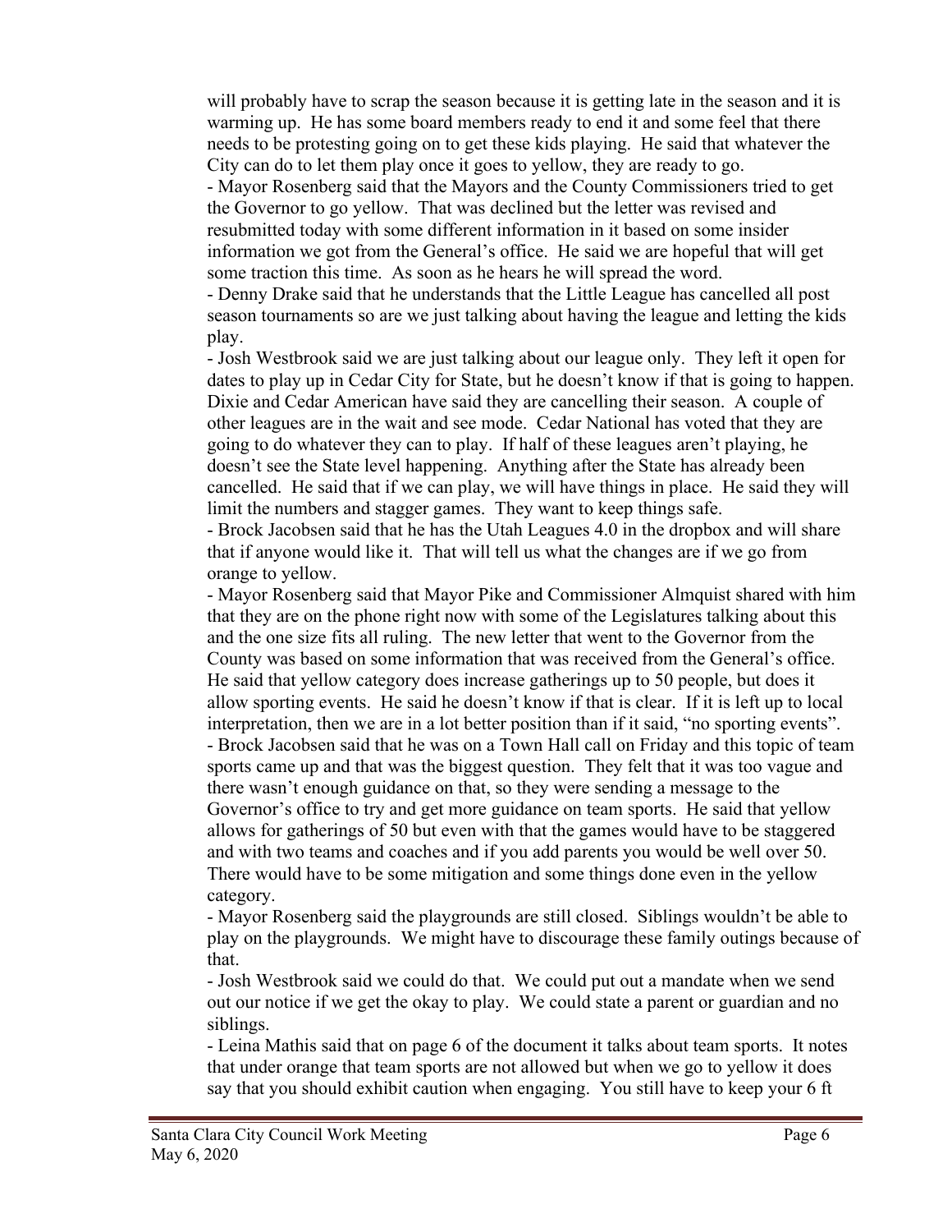will probably have to scrap the season because it is getting late in the season and it is warming up. He has some board members ready to end it and some feel that there needs to be protesting going on to get these kids playing. He said that whatever the City can do to let them play once it goes to yellow, they are ready to go.

- Mayor Rosenberg said that the Mayors and the County Commissioners tried to get the Governor to go yellow. That was declined but the letter was revised and resubmitted today with some different information in it based on some insider information we got from the General's office. He said we are hopeful that will get some traction this time. As soon as he hears he will spread the word.
- Denny Drake said that he understands that the Little League has cancelled all post season tournaments so are we just talking about having the league and letting the kids play.
- Josh Westbrook said we are just talking about our league only. They left it open for dates to play up in Cedar City for State, but he doesn't know if that is going to happen. Dixie and Cedar American have said they are cancelling their season. A couple of other leagues are in the wait and see mode. Cedar National has voted that they are going to do whatever they can to play. If half of these leagues aren't playing, he doesn't see the State level happening. Anything after the State has already been cancelled. He said that if we can play, we will have things in place. He said they will limit the numbers and stagger games. They want to keep things safe.
- Brock Jacobsen said that he has the Utah Leagues 4.0 in the dropbox and will share that if anyone would like it. That will tell us what the changes are if we go from orange to yellow.
- Mayor Rosenberg said that Mayor Pike and Commissioner Almquist shared with him that they are on the phone right now with some of the Legislatures talking about this and the one size fits all ruling. The new letter that went to the Governor from the County was based on some information that was received from the General's office. He said that yellow category does increase gatherings up to 50 people, but does it allow sporting events. He said he doesn't know if that is clear. If it is left up to local interpretation, then we are in a lot better position than if it said, "no sporting events".
- Brock Jacobsen said that he was on a Town Hall call on Friday and this topic of team sports came up and that was the biggest question. They felt that it was too vague and there wasn't enough guidance on that, so they were sending a message to the Governor's office to try and get more guidance on team sports. He said that yellow allows for gatherings of 50 but even with that the games would have to be staggered and with two teams and coaches and if you add parents you would be well over 50. There would have to be some mitigation and some things done even in the yellow category.
- Mayor Rosenberg said the playgrounds are still closed. Siblings wouldn't be able to play on the playgrounds. We might have to discourage these family outings because of that.
- Josh Westbrook said we could do that. We could put out a mandate when we send out our notice if we get the okay to play. We could state a parent or guardian and no siblings.
- Leina Mathis said that on page 6 of the document it talks about team sports. It notes that under orange that team sports are not allowed but when we go to yellow it does say that you should exhibit caution when engaging. You still have to keep your 6 ft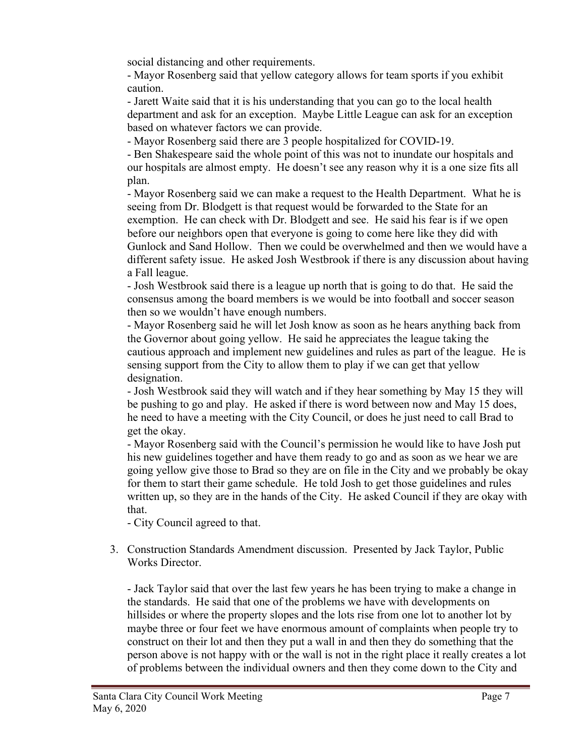social distancing and other requirements.

- Mayor Rosenberg said that yellow category allows for team sports if you exhibit caution.
- Jarett Waite said that it is his understanding that you can go to the local health department and ask for an exception. Maybe Little League can ask for an exception based on whatever factors we can provide.
- Mayor Rosenberg said there are 3 people hospitalized for COVID-19.
- Ben Shakespeare said the whole point of this was not to inundate our hospitals and our hospitals are almost empty. He doesn't see any reason why it is a one size fits all plan.
- Mayor Rosenberg said we can make a request to the Health Department. What he is seeing from Dr. Blodgett is that request would be forwarded to the State for an exemption. He can check with Dr. Blodgett and see. He said his fear is if we open before our neighbors open that everyone is going to come here like they did with Gunlock and Sand Hollow. Then we could be overwhelmed and then we would have a different safety issue. He asked Josh Westbrook if there is any discussion about having a Fall league.
- Josh Westbrook said there is a league up north that is going to do that. He said the consensus among the board members is we would be into football and soccer season then so we wouldn't have enough numbers.
- Mayor Rosenberg said he will let Josh know as soon as he hears anything back from the Governor about going yellow. He said he appreciates the league taking the cautious approach and implement new guidelines and rules as part of the league. He is sensing support from the City to allow them to play if we can get that yellow designation.
- Josh Westbrook said they will watch and if they hear something by May 15 they will be pushing to go and play. He asked if there is word between now and May 15 does, he need to have a meeting with the City Council, or does he just need to call Brad to get the okay.
- Mayor Rosenberg said with the Council's permission he would like to have Josh put his new guidelines together and have them ready to go and as soon as we hear we are going yellow give those to Brad so they are on file in the City and we probably be okay for them to start their game schedule. He told Josh to get those guidelines and rules written up, so they are in the hands of the City. He asked Council if they are okay with that.
- City Council agreed to that.

3. Construction Standards Amendment discussion. Presented by Jack Taylor, Public Works Director.

   - Jack Taylor said that over the last few years he has been trying to make a change in the standards. He said that one of the problems we have with developments on hillsides or where the property slopes and the lots rise from one lot to another lot by maybe three or four feet we have enormous amount of complaints when people try to construct on their lot and then they put a wall in and then they do something that the person above is not happy with or the wall is not in the right place it really creates a lot of problems between the individual owners and then they come down to the City and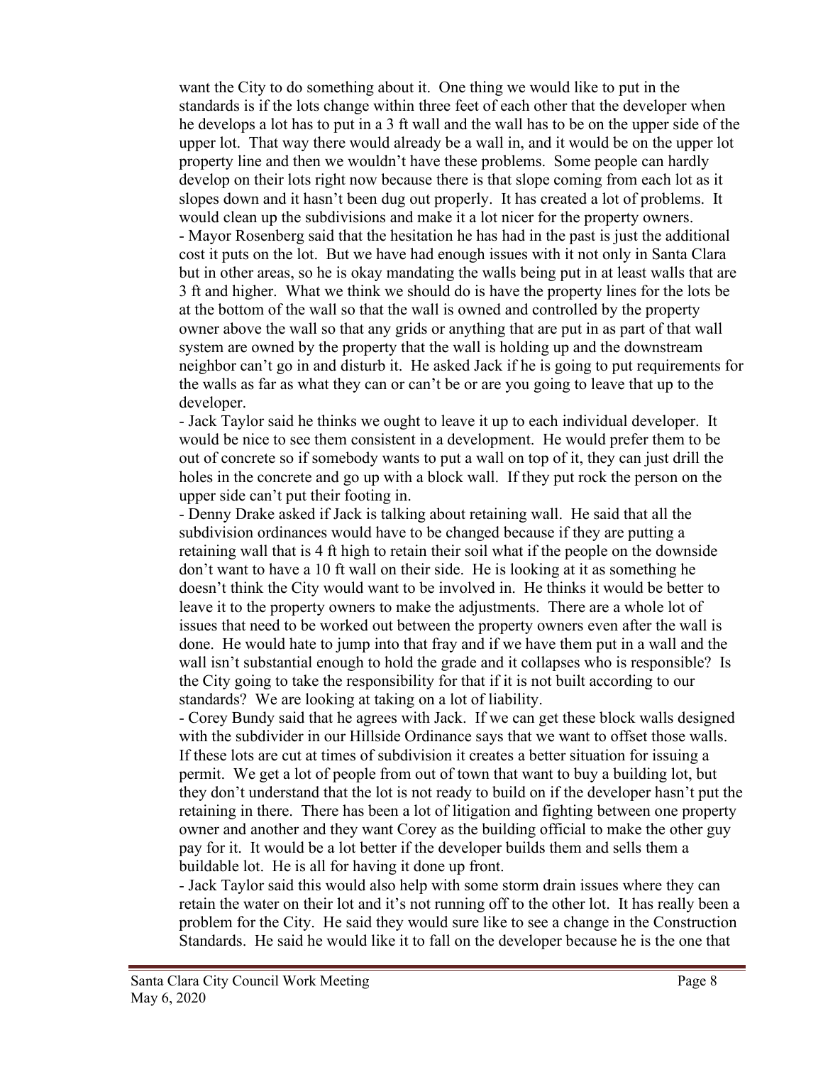want the City to do something about it. One thing we would like to put in the standards is if the lots change within three feet of each other that the developer when he develops a lot has to put in a 3 ft wall and the wall has to be on the upper side of the upper lot. That way there would already be a wall in, and it would be on the upper lot property line and then we wouldn't have these problems. Some people can hardly develop on their lots right now because there is that slope coming from each lot as it slopes down and it hasn't been dug out properly. It has created a lot of problems. It would clean up the subdivisions and make it a lot nicer for the property owners.

- Mayor Rosenberg said that the hesitation he has had in the past is just the additional cost it puts on the lot. But we have had enough issues with it not only in Santa Clara but in other areas, so he is okay mandating the walls being put in at least walls that are 3 ft and higher. What we think we should do is have the property lines for the lots be at the bottom of the wall so that the wall is owned and controlled by the property owner above the wall so that any grids or anything that are put in as part of that wall system are owned by the property that the wall is holding up and the downstream neighbor can't go in and disturb it. He asked Jack if he is going to put requirements for the walls as far as what they can or can't be or are you going to leave that up to the developer.
- Jack Taylor said he thinks we ought to leave it up to each individual developer. It would be nice to see them consistent in a development. He would prefer them to be out of concrete so if somebody wants to put a wall on top of it, they can just drill the holes in the concrete and go up with a block wall. If they put rock the person on the upper side can't put their footing in.
- Denny Drake asked if Jack is talking about retaining wall. He said that all the subdivision ordinances would have to be changed because if they are putting a retaining wall that is 4 ft high to retain their soil what if the people on the downside don't want to have a 10 ft wall on their side. He is looking at it as something he doesn't think the City would want to be involved in. He thinks it would be better to leave it to the property owners to make the adjustments. There are a whole lot of issues that need to be worked out between the property owners even after the wall is done. He would hate to jump into that fray and if we have them put in a wall and the wall isn't substantial enough to hold the grade and it collapses who is responsible? Is the City going to take the responsibility for that if it is not built according to our standards? We are looking at taking on a lot of liability.
- Corey Bundy said that he agrees with Jack. If we can get these block walls designed with the subdivider in our Hillside Ordinance says that we want to offset those walls. If these lots are cut at times of subdivision it creates a better situation for issuing a permit. We get a lot of people from out of town that want to buy a building lot, but they don't understand that the lot is not ready to build on if the developer hasn't put the retaining in there. There has been a lot of litigation and fighting between one property owner and another and they want Corey as the building official to make the other guy pay for it. It would be a lot better if the developer builds them and sells them a buildable lot. He is all for having it done up front.
- Jack Taylor said this would also help with some storm drain issues where they can retain the water on their lot and it's not running off to the other lot. It has really been a problem for the City. He said they would sure like to see a change in the Construction Standards. He said he would like it to fall on the developer because he is the one that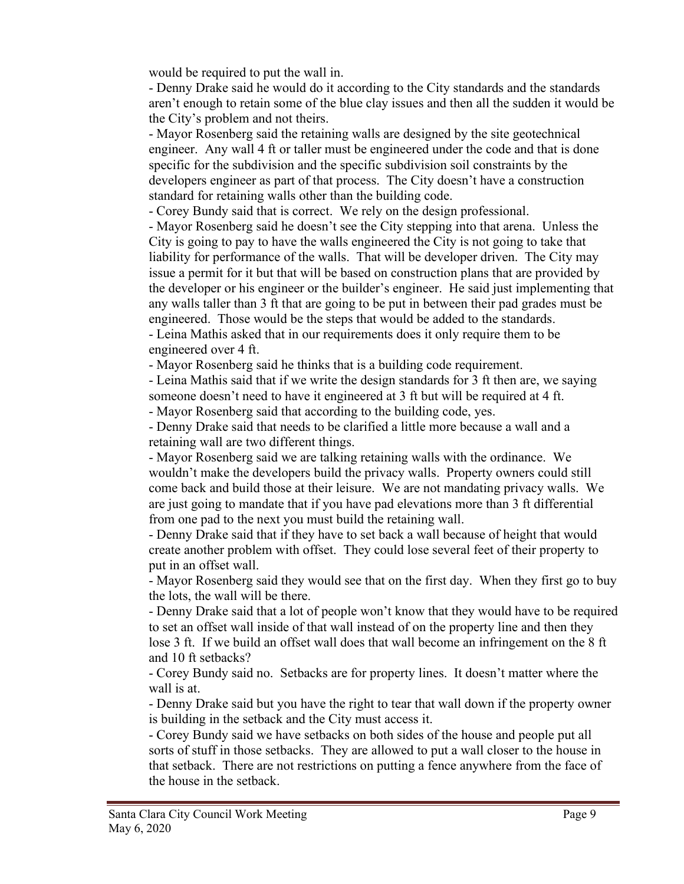would be required to put the wall in.

- Denny Drake said he would do it according to the City standards and the standards aren't enough to retain some of the blue clay issues and then all the sudden it would be the City's problem and not theirs.
- Mayor Rosenberg said the retaining walls are designed by the site geotechnical engineer. Any wall 4 ft or taller must be engineered under the code and that is done specific for the subdivision and the specific subdivision soil constraints by the developers engineer as part of that process. The City doesn't have a construction standard for retaining walls other than the building code.
- Corey Bundy said that is correct. We rely on the design professional.
- Mayor Rosenberg said he doesn't see the City stepping into that arena. Unless the City is going to pay to have the walls engineered the City is not going to take that liability for performance of the walls. That will be developer driven. The City may issue a permit for it but that will be based on construction plans that are provided by the developer or his engineer or the builder's engineer. He said just implementing that any walls taller than 3 ft that are going to be put in between their pad grades must be engineered. Those would be the steps that would be added to the standards.
- Leina Mathis asked that in our requirements does it only require them to be engineered over 4 ft.
- Mayor Rosenberg said he thinks that is a building code requirement.
- Leina Mathis said that if we write the design standards for 3 ft then are, we saying someone doesn't need to have it engineered at 3 ft but will be required at 4 ft.
- Mayor Rosenberg said that according to the building code, yes.
- Denny Drake said that needs to be clarified a little more because a wall and a retaining wall are two different things.
- Mayor Rosenberg said we are talking retaining walls with the ordinance. We wouldn't make the developers build the privacy walls. Property owners could still come back and build those at their leisure. We are not mandating privacy walls. We are just going to mandate that if you have pad elevations more than 3 ft differential from one pad to the next you must build the retaining wall.
- Denny Drake said that if they have to set back a wall because of height that would create another problem with offset. They could lose several feet of their property to put in an offset wall.
- Mayor Rosenberg said they would see that on the first day. When they first go to buy the lots, the wall will be there.
- Denny Drake said that a lot of people won't know that they would have to be required to set an offset wall inside of that wall instead of on the property line and then they lose 3 ft. If we build an offset wall does that wall become an infringement on the 8 ft and 10 ft setbacks?
- Corey Bundy said no. Setbacks are for property lines. It doesn't matter where the wall is at.
- Denny Drake said but you have the right to tear that wall down if the property owner is building in the setback and the City must access it.
- Corey Bundy said we have setbacks on both sides of the house and people put all sorts of stuff in those setbacks. They are allowed to put a wall closer to the house in that setback. There are not restrictions on putting a fence anywhere from the face of the house in the setback.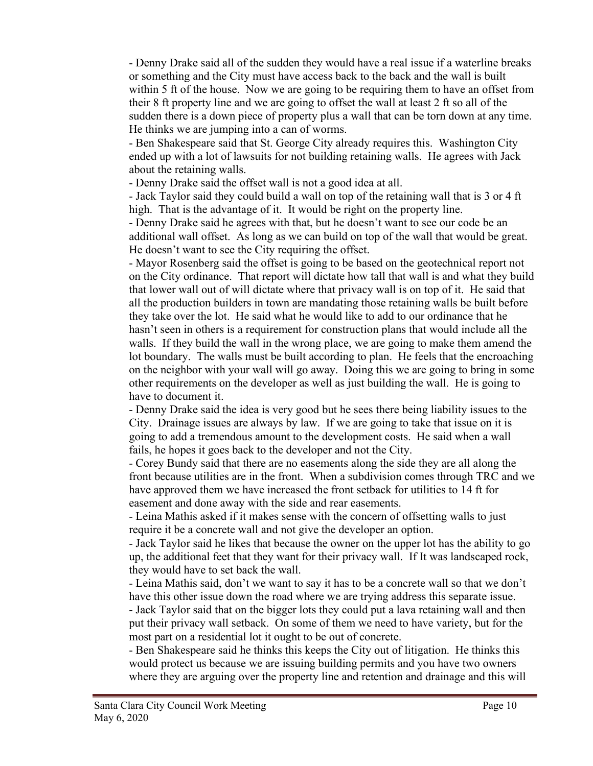- Denny Drake said all of the sudden they would have a real issue if a waterline breaks or something and the City must have access back to the back and the wall is built within 5 ft of the house. Now we are going to be requiring them to have an offset from their 8 ft property line and we are going to offset the wall at least 2 ft so all of the sudden there is a down piece of property plus a wall that can be torn down at any time. He thinks we are jumping into a can of worms.
- Ben Shakespeare said that St. George City already requires this. Washington City ended up with a lot of lawsuits for not building retaining walls. He agrees with Jack about the retaining walls.
- Denny Drake said the offset wall is not a good idea at all.
- Jack Taylor said they could build a wall on top of the retaining wall that is 3 or 4 ft high. That is the advantage of it. It would be right on the property line.
- Denny Drake said he agrees with that, but he doesn't want to see our code be an additional wall offset. As long as we can build on top of the wall that would be great. He doesn't want to see the City requiring the offset.
- Mayor Rosenberg said the offset is going to be based on the geotechnical report not on the City ordinance. That report will dictate how tall that wall is and what they build that lower wall out of will dictate where that privacy wall is on top of it. He said that all the production builders in town are mandating those retaining walls be built before they take over the lot. He said what he would like to add to our ordinance that he hasn't seen in others is a requirement for construction plans that would include all the walls. If they build the wall in the wrong place, we are going to make them amend the lot boundary. The walls must be built according to plan. He feels that the encroaching on the neighbor with your wall will go away. Doing this we are going to bring in some other requirements on the developer as well as just building the wall. He is going to have to document it.
- Denny Drake said the idea is very good but he sees there being liability issues to the City. Drainage issues are always by law. If we are going to take that issue on it is going to add a tremendous amount to the development costs. He said when a wall fails, he hopes it goes back to the developer and not the City.
- Corey Bundy said that there are no easements along the side they are all along the front because utilities are in the front. When a subdivision comes through TRC and we have approved them we have increased the front setback for utilities to 14 ft for easement and done away with the side and rear easements.
- Leina Mathis asked if it makes sense with the concern of offsetting walls to just require it be a concrete wall and not give the developer an option.
- Jack Taylor said he likes that because the owner on the upper lot has the ability to go up, the additional feet that they want for their privacy wall. If It was landscaped rock, they would have to set back the wall.
- Leina Mathis said, don't we want to say it has to be a concrete wall so that we don't have this other issue down the road where we are trying address this separate issue.
- Jack Taylor said that on the bigger lots they could put a lava retaining wall and then put their privacy wall setback. On some of them we need to have variety, but for the most part on a residential lot it ought to be out of concrete.
- Ben Shakespeare said he thinks this keeps the City out of litigation. He thinks this would protect us because we are issuing building permits and you have two owners where they are arguing over the property line and retention and drainage and this will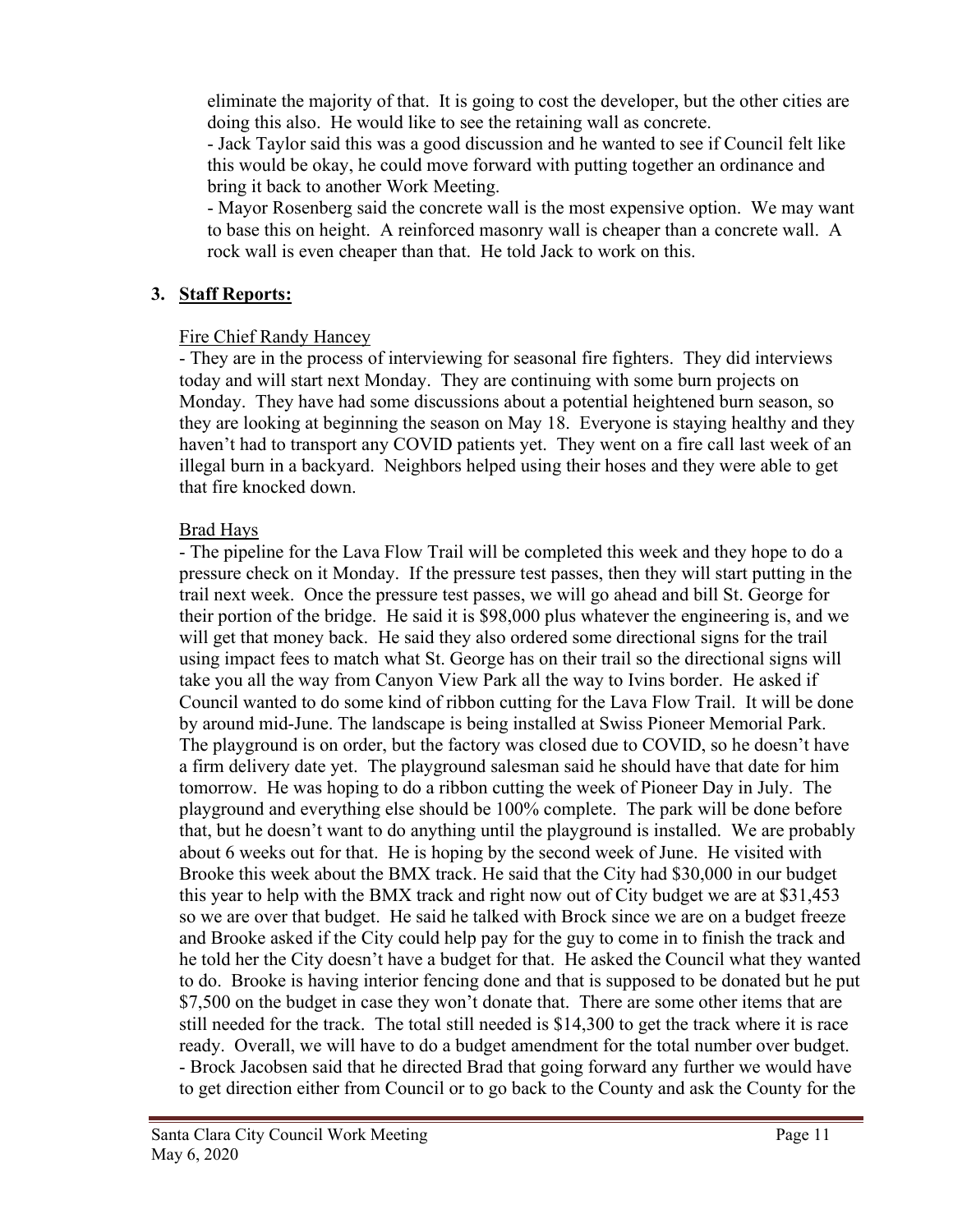eliminate the majority of that. It is going to cost the developer, but the other cities are doing this also. He would like to see the retaining wall as concrete.

- Jack Taylor said this was a good discussion and he wanted to see if Council felt like this would be okay, he could move forward with putting together an ordinance and bring it back to another Work Meeting.
- Mayor Rosenberg said the concrete wall is the most expensive option. We may want to base this on height. A reinforced masonry wall is cheaper than a concrete wall. A rock wall is even cheaper than that. He told Jack to work on this.

## 3. Staff Reports:

Fire Chief Randy Hancey

- They are in the process of interviewing for seasonal fire fighters. They did interviews today and will start next Monday. They are continuing with some burn projects on Monday. They have had some discussions about a potential heightened burn season, so they are looking at beginning the season on May 18. Everyone is staying healthy and they haven't had to transport any COVID patients yet. They went on a fire call last week of an illegal burn in a backyard. Neighbors helped using their hoses and they were able to get that fire knocked down.

Brad Hays

- The pipeline for the Lava Flow Trail will be completed this week and they hope to do a pressure check on it Monday. If the pressure test passes, then they will start putting in the trail next week. Once the pressure test passes, we will go ahead and bill St. George for their portion of the bridge. He said it is $98,000 plus whatever the engineering is, and we will get that money back. He said they also ordered some directional signs for the trail using impact fees to match what St. George has on their trail so the directional signs will take you all the way from Canyon View Park all the way to Ivins border. He asked if Council wanted to do some kind of ribbon cutting for the Lava Flow Trail. It will be done by around mid-June. The landscape is being installed at Swiss Pioneer Memorial Park. The playground is on order, but the factory was closed due to COVID, so he doesn't have a firm delivery date yet. The playground salesman said he should have that date for him tomorrow. He was hoping to do a ribbon cutting the week of Pioneer Day in July. The playground and everything else should be 100% complete. The park will be done before that, but he doesn't want to do anything until the playground is installed. We are probably about 6 weeks out for that. He is hoping by the second week of June. He visited with Brooke this week about the BMX track. He said that the City had $30,000 in our budget this year to help with the BMX track and right now out of City budget we are at $31,453 so we are over that budget. He said he talked with Brock since we are on a budget freeze and Brooke asked if the City could help pay for the guy to come in to finish the track and he told her the City doesn't have a budget for that. He asked the Council what they wanted to do. Brooke is having interior fencing done and that is supposed to be donated but he put $7,500 on the budget in case they won't donate that. There are some other items that are still needed for the track. The total still needed is $14,300 to get the track where it is race ready. Overall, we will have to do a budget amendment for the total number over budget.
- Brock Jacobsen said that he directed Brad that going forward any further we would have to get direction either from Council or to go back to the County and ask the County for the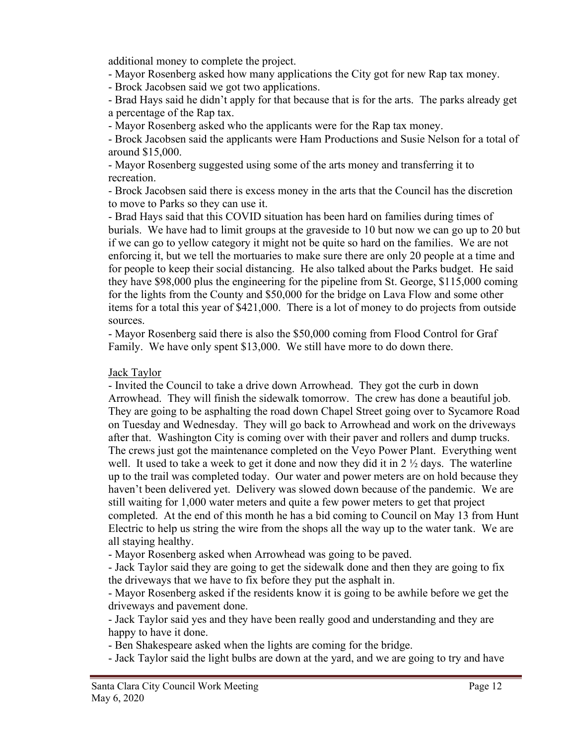additional money to complete the project.

- Mayor Rosenberg asked how many applications the City got for new Rap tax money.
- Brock Jacobsen said we got two applications.
- Brad Hays said he didn't apply for that because that is for the arts. The parks already get a percentage of the Rap tax.
- Mayor Rosenberg asked who the applicants were for the Rap tax money.
- Brock Jacobsen said the applicants were Ham Productions and Susie Nelson for a total of around $15,000.
- Mayor Rosenberg suggested using some of the arts money and transferring it to recreation.
- Brock Jacobsen said there is excess money in the arts that the Council has the discretion to move to Parks so they can use it.
- Brad Hays said that this COVID situation has been hard on families during times of burials. We have had to limit groups at the graveside to 10 but now we can go up to 20 but if we can go to yellow category it might not be quite so hard on the families. We are not enforcing it, but we tell the mortuaries to make sure there are only 20 people at a time and for people to keep their social distancing. He also talked about the Parks budget. He said they have $98,000 plus the engineering for the pipeline from St. George, $115,000 coming for the lights from the County and $50,000 for the bridge on Lava Flow and some other items for a total this year of $421,000. There is a lot of money to do projects from outside sources.
- Mayor Rosenberg said there is also the $50,000 coming from Flood Control for Graf Family. We have only spent $13,000. We still have more to do down there.

<u>Jack Taylor</u>

- Invited the Council to take a drive down Arrowhead. They got the curb in down Arrowhead. They will finish the sidewalk tomorrow. The crew has done a beautiful job. They are going to be asphalting the road down Chapel Street going over to Sycamore Road on Tuesday and Wednesday. They will go back to Arrowhead and work on the driveways after that. Washington City is coming over with their paver and rollers and dump trucks. The crews just got the maintenance completed on the Veyo Power Plant. Everything went well. It used to take a week to get it done and now they did it in 2 ½ days. The waterline up to the trail was completed today. Our water and power meters are on hold because they haven't been delivered yet. Delivery was slowed down because of the pandemic. We are still waiting for 1,000 water meters and quite a few power meters to get that project completed. At the end of this month he has a bid coming to Council on May 13 from Hunt Electric to help us string the wire from the shops all the way up to the water tank. We are all staying healthy.
- Mayor Rosenberg asked when Arrowhead was going to be paved.
- Jack Taylor said they are going to get the sidewalk done and then they are going to fix the driveways that we have to fix before they put the asphalt in.
- Mayor Rosenberg asked if the residents know it is going to be awhile before we get the driveways and pavement done.
- Jack Taylor said yes and they have been really good and understanding and they are happy to have it done.
- Ben Shakespeare asked when the lights are coming for the bridge.
- Jack Taylor said the light bulbs are down at the yard, and we are going to try and have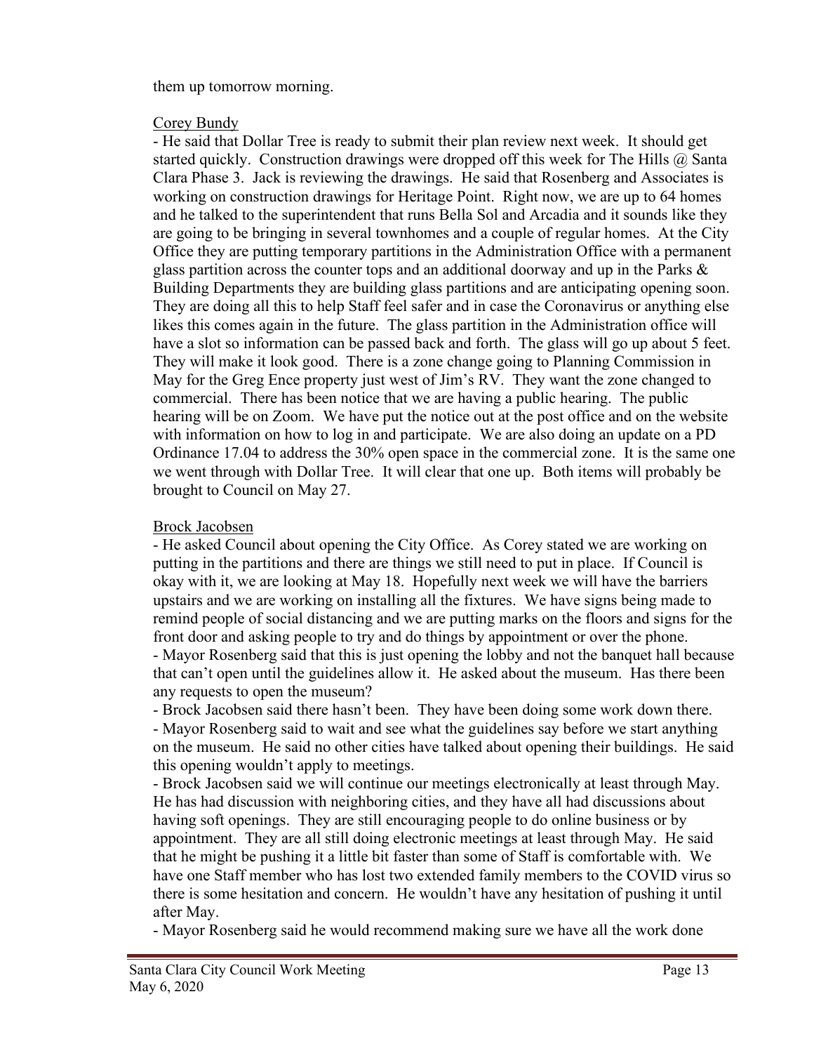them up tomorrow morning.

Corey Bundy

- He said that Dollar Tree is ready to submit their plan review next week. It should get started quickly. Construction drawings were dropped off this week for The Hills @ Santa Clara Phase 3. Jack is reviewing the drawings. He said that Rosenberg and Associates is working on construction drawings for Heritage Point. Right now, we are up to 64 homes and he talked to the superintendent that runs Bella Sol and Arcadia and it sounds like they are going to be bringing in several townhomes and a couple of regular homes. At the City Office they are putting temporary partitions in the Administration Office with a permanent glass partition across the counter tops and an additional doorway and up in the Parks & Building Departments they are building glass partitions and are anticipating opening soon. They are doing all this to help Staff feel safer and in case the Coronavirus or anything else likes this comes again in the future. The glass partition in the Administration office will have a slot so information can be passed back and forth. The glass will go up about 5 feet. They will make it look good. There is a zone change going to Planning Commission in May for the Greg Ence property just west of Jim's RV. They want the zone changed to commercial. There has been notice that we are having a public hearing. The public hearing will be on Zoom. We have put the notice out at the post office and on the website with information on how to log in and participate. We are also doing an update on a PD Ordinance 17.04 to address the 30% open space in the commercial zone. It is the same one we went through with Dollar Tree. It will clear that one up. Both items will probably be brought to Council on May 27.

Brock Jacobsen

- He asked Council about opening the City Office. As Corey stated we are working on putting in the partitions and there are things we still need to put in place. If Council is okay with it, we are looking at May 18. Hopefully next week we will have the barriers upstairs and we are working on installing all the fixtures. We have signs being made to remind people of social distancing and we are putting marks on the floors and signs for the front door and asking people to try and do things by appointment or over the phone.
- Mayor Rosenberg said that this is just opening the lobby and not the banquet hall because that can't open until the guidelines allow it. He asked about the museum. Has there been any requests to open the museum?
- Brock Jacobsen said there hasn't been. They have been doing some work down there.
- Mayor Rosenberg said to wait and see what the guidelines say before we start anything on the museum. He said no other cities have talked about opening their buildings. He said this opening wouldn't apply to meetings.
- Brock Jacobsen said we will continue our meetings electronically at least through May. He has had discussion with neighboring cities, and they have all had discussions about having soft openings. They are still encouraging people to do online business or by appointment. They are all still doing electronic meetings at least through May. He said that he might be pushing it a little bit faster than some of Staff is comfortable with. We have one Staff member who has lost two extended family members to the COVID virus so there is some hesitation and concern. He wouldn't have any hesitation of pushing it until after May.
- Mayor Rosenberg said he would recommend making sure we have all the work done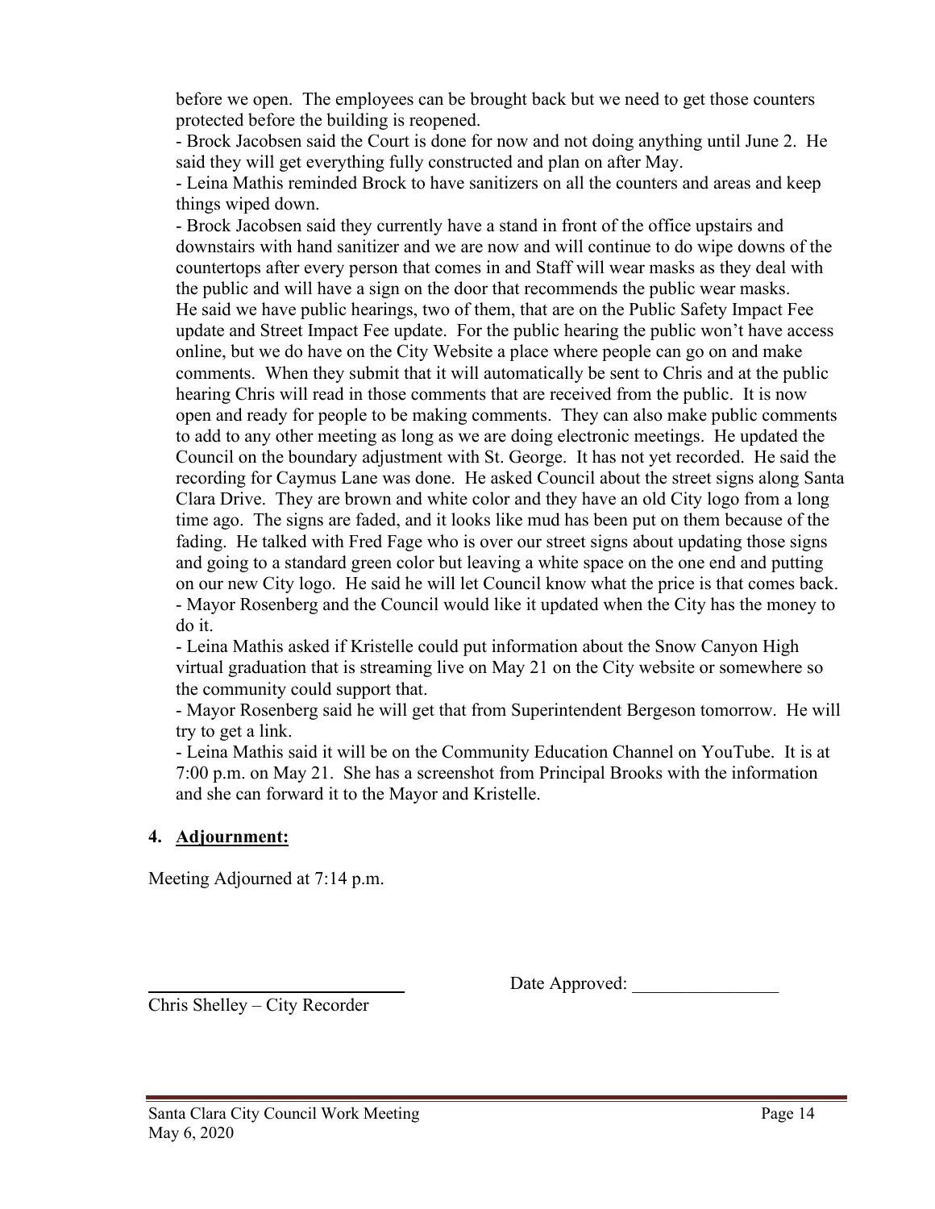before we open. The employees can be brought back but we need to get those counters protected before the building is reopened.

- Brock Jacobsen said the Court is done for now and not doing anything until June 2. He said they will get everything fully constructed and plan on after May.
- Leina Mathis reminded Brock to have sanitizers on all the counters and areas and keep things wiped down.
- Brock Jacobsen said they currently have a stand in front of the office upstairs and downstairs with hand sanitizer and we are now and will continue to do wipe downs of the countertops after every person that comes in and Staff will wear masks as they deal with the public and will have a sign on the door that recommends the public wear masks. He said we have public hearings, two of them, that are on the Public Safety Impact Fee update and Street Impact Fee update. For the public hearing the public won't have access online, but we do have on the City Website a place where people can go on and make comments. When they submit that it will automatically be sent to Chris and at the public hearing Chris will read in those comments that are received from the public. It is now open and ready for people to be making comments. They can also make public comments to add to any other meeting as long as we are doing electronic meetings. He updated the Council on the boundary adjustment with St. George. It has not yet recorded. He said the recording for Caymus Lane was done. He asked Council about the street signs along Santa Clara Drive. They are brown and white color and they have an old City logo from a long time ago. The signs are faded, and it looks like mud has been put on them because of the fading. He talked with Fred Fage who is over our street signs about updating those signs and going to a standard green color but leaving a white space on the one end and putting on our new City logo. He said he will let Council know what the price is that comes back.
- Mayor Rosenberg and the Council would like it updated when the City has the money to do it.
- Leina Mathis asked if Kristelle could put information about the Snow Canyon High virtual graduation that is streaming live on May 21 on the City website or somewhere so the community could support that.
- Mayor Rosenberg said he will get that from Superintendent Bergeson tomorrow. He will try to get a link.
- Leina Mathis said it will be on the Community Education Channel on YouTube. It is at 7:00 p.m. on May 21. She has a screenshot from Principal Brooks with the information and she can forward it to the Mayor and Kristelle.

## 4. Adjournment:

Meeting Adjourned at 7:14 p.m.

\_\_\_\_\_\_\_\_\_\_\_\_\_\_\_\_\_\_\_\_\_\_\_\_\_\_\_\_\_\_ Date Approved: \_\_\_\_\_\_\_\_\_\_\_\_\_\_\_\_

Chris Shelley – City Recorder